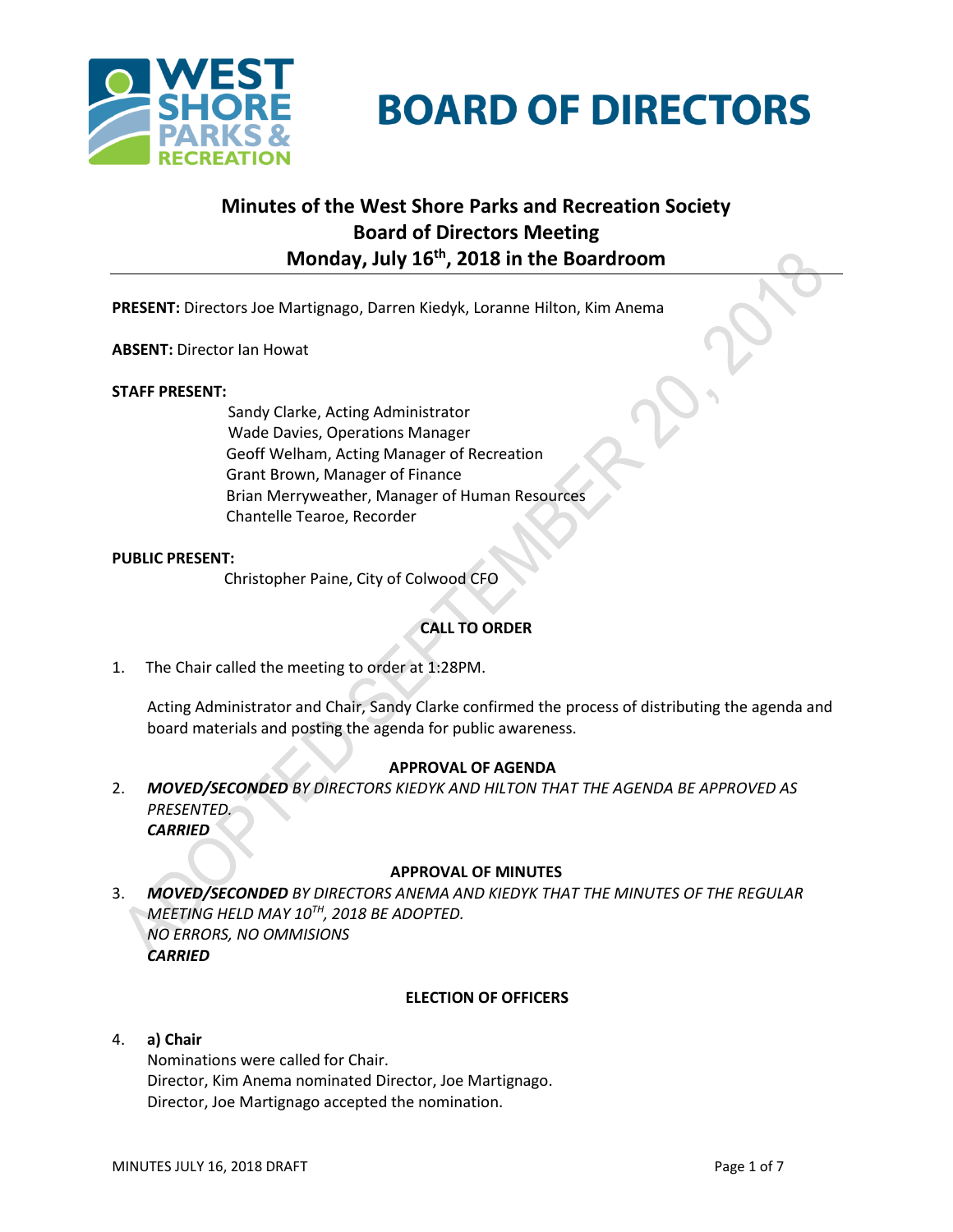# BOARD OF DIRECTORS

## Minutes of the West Shore Parks and Recreation Society Board of Directors Meeting Monday, July 16th, 2018 in the Boardroom

**PRESENT:** Directors Joe Martignago, Darren Kiedyk, Loranne Hilton, Kim Anema

**ABSENT:** Director Ian Howat

**STAFF PRESENT:**

Sandy Clarke, Acting Administrator
Wade Davies, Operations Manager
Geoff Welham, Acting Manager of Recreation
Grant Brown, Manager of Finance
Brian Merryweather, Manager of Human Resources
Chantelle Tearoe, Recorder

**PUBLIC PRESENT:**

Christopher Paine, City of Colwood CFO

### CALL TO ORDER

1. The Chair called the meeting to order at 1:28PM.

   Acting Administrator and Chair, Sandy Clarke confirmed the process of distributing the agenda and board materials and posting the agenda for public awareness.

### APPROVAL OF AGENDA

2. ***MOVED/SECONDED*** *BY DIRECTORS KIEDYK AND HILTON THAT THE AGENDA BE APPROVED AS PRESENTED.*
   ***CARRIED***

### APPROVAL OF MINUTES

3. ***MOVED/SECONDED*** *BY DIRECTORS ANEMA AND KIEDYK THAT THE MINUTES OF THE REGULAR MEETING HELD MAY 10TH, 2018 BE ADOPTED.*
   *NO ERRORS, NO OMMISIONS*
   ***CARRIED***

### ELECTION OF OFFICERS

4. **a) Chair**
   Nominations were called for Chair.
   Director, Kim Anema nominated Director, Joe Martignago.
   Director, Joe Martignago accepted the nomination.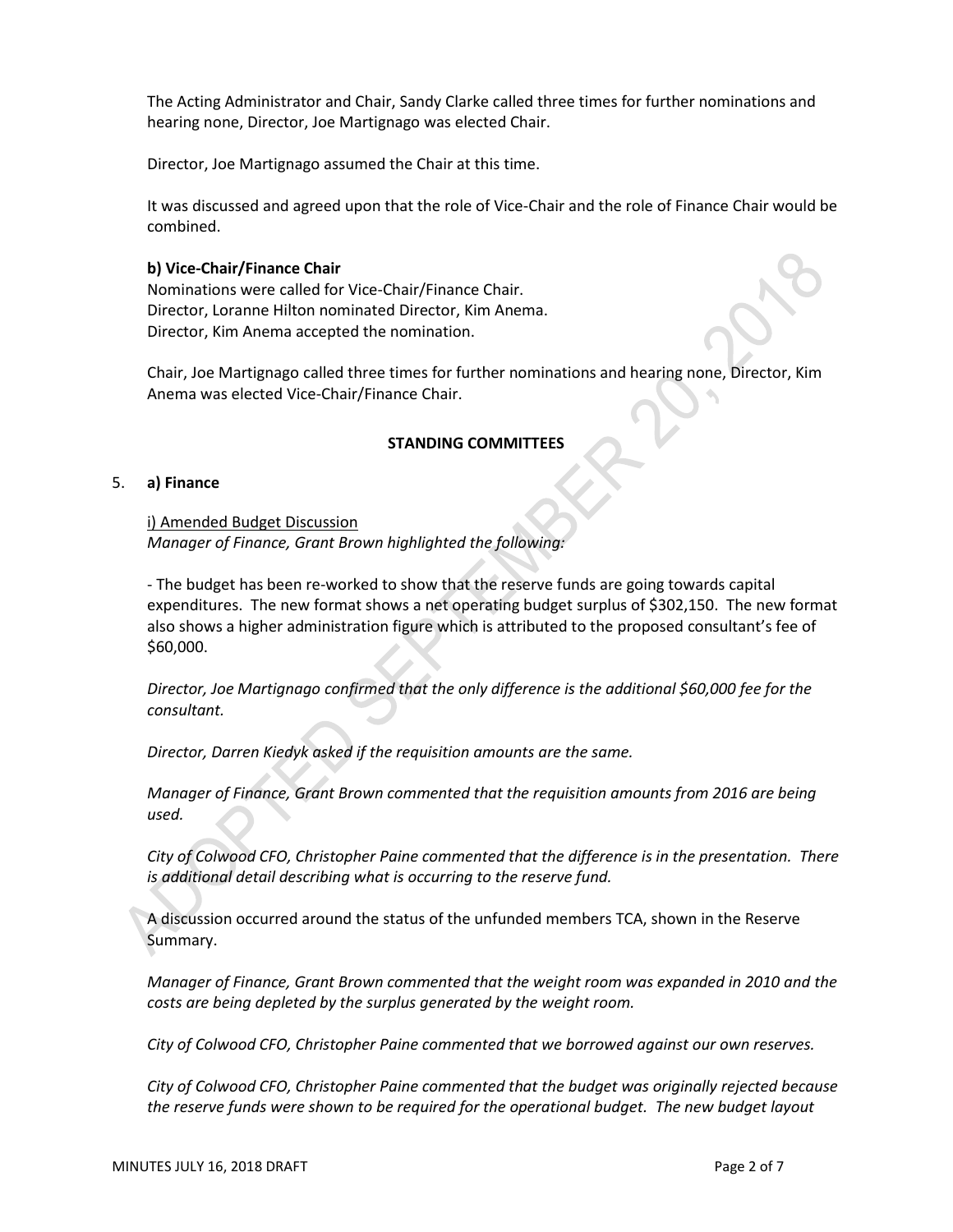The Acting Administrator and Chair, Sandy Clarke called three times for further nominations and hearing none, Director, Joe Martignago was elected Chair.

Director, Joe Martignago assumed the Chair at this time.

It was discussed and agreed upon that the role of Vice-Chair and the role of Finance Chair would be combined.

**b) Vice-Chair/Finance Chair**

Nominations were called for Vice-Chair/Finance Chair.
Director, Loranne Hilton nominated Director, Kim Anema.
Director, Kim Anema accepted the nomination.

Chair, Joe Martignago called three times for further nominations and hearing none, Director, Kim Anema was elected Vice-Chair/Finance Chair.

**STANDING COMMITTEES**

5. **a) Finance**

i) Amended Budget Discussion

*Manager of Finance, Grant Brown highlighted the following:*

- The budget has been re-worked to show that the reserve funds are going towards capital expenditures. The new format shows a net operating budget surplus of $302,150. The new format also shows a higher administration figure which is attributed to the proposed consultant's fee of $60,000.

*Director, Joe Martignago confirmed that the only difference is the additional $60,000 fee for the consultant.*

*Director, Darren Kiedyk asked if the requisition amounts are the same.*

*Manager of Finance, Grant Brown commented that the requisition amounts from 2016 are being used.*

*City of Colwood CFO, Christopher Paine commented that the difference is in the presentation. There is additional detail describing what is occurring to the reserve fund.*

A discussion occurred around the status of the unfunded members TCA, shown in the Reserve Summary.

*Manager of Finance, Grant Brown commented that the weight room was expanded in 2010 and the costs are being depleted by the surplus generated by the weight room.*

*City of Colwood CFO, Christopher Paine commented that we borrowed against our own reserves.*

*City of Colwood CFO, Christopher Paine commented that the budget was originally rejected because the reserve funds were shown to be required for the operational budget. The new budget layout*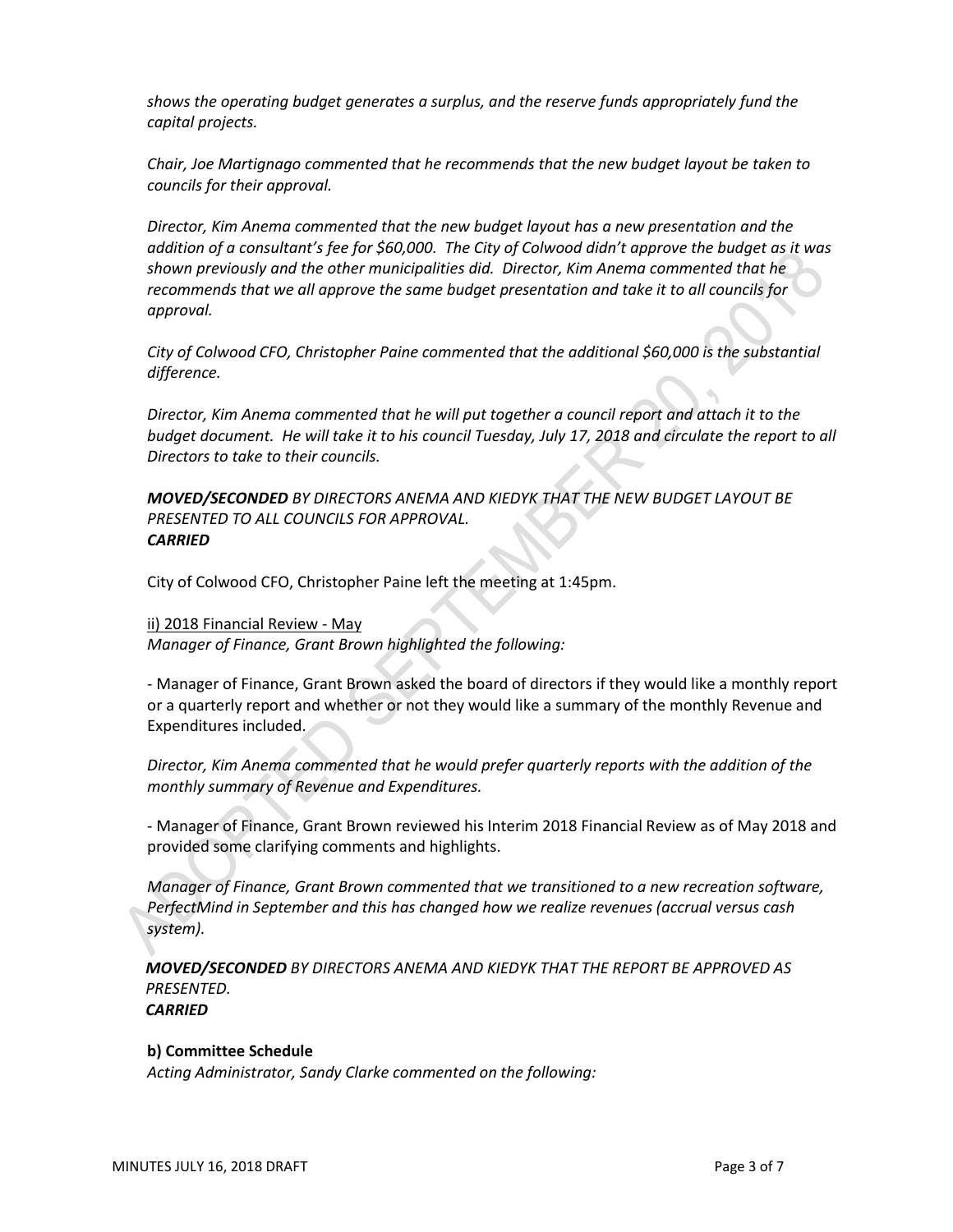*shows the operating budget generates a surplus, and the reserve funds appropriately fund the capital projects.*

*Chair, Joe Martignago commented that he recommends that the new budget layout be taken to councils for their approval.*

*Director, Kim Anema commented that the new budget layout has a new presentation and the addition of a consultant's fee for $60,000. The City of Colwood didn't approve the budget as it was shown previously and the other municipalities did. Director, Kim Anema commented that he recommends that we all approve the same budget presentation and take it to all councils for approval.*

*City of Colwood CFO, Christopher Paine commented that the additional $60,000 is the substantial difference.*

*Director, Kim Anema commented that he will put together a council report and attach it to the budget document. He will take it to his council Tuesday, July 17, 2018 and circulate the report to all Directors to take to their councils.*

***MOVED/SECONDED** BY DIRECTORS ANEMA AND KIEDYK THAT THE NEW BUDGET LAYOUT BE PRESENTED TO ALL COUNCILS FOR APPROVAL.*
***CARRIED***

City of Colwood CFO, Christopher Paine left the meeting at 1:45pm.

ii) 2018 Financial Review - May
*Manager of Finance, Grant Brown highlighted the following:*

- Manager of Finance, Grant Brown asked the board of directors if they would like a monthly report or a quarterly report and whether or not they would like a summary of the monthly Revenue and Expenditures included.

*Director, Kim Anema commented that he would prefer quarterly reports with the addition of the monthly summary of Revenue and Expenditures.*

- Manager of Finance, Grant Brown reviewed his Interim 2018 Financial Review as of May 2018 and provided some clarifying comments and highlights.

*Manager of Finance, Grant Brown commented that we transitioned to a new recreation software, PerfectMind in September and this has changed how we realize revenues (accrual versus cash system).*

***MOVED/SECONDED** BY DIRECTORS ANEMA AND KIEDYK THAT THE REPORT BE APPROVED AS PRESENTED.*
***CARRIED***

**b) Committee Schedule**
*Acting Administrator, Sandy Clarke commented on the following:*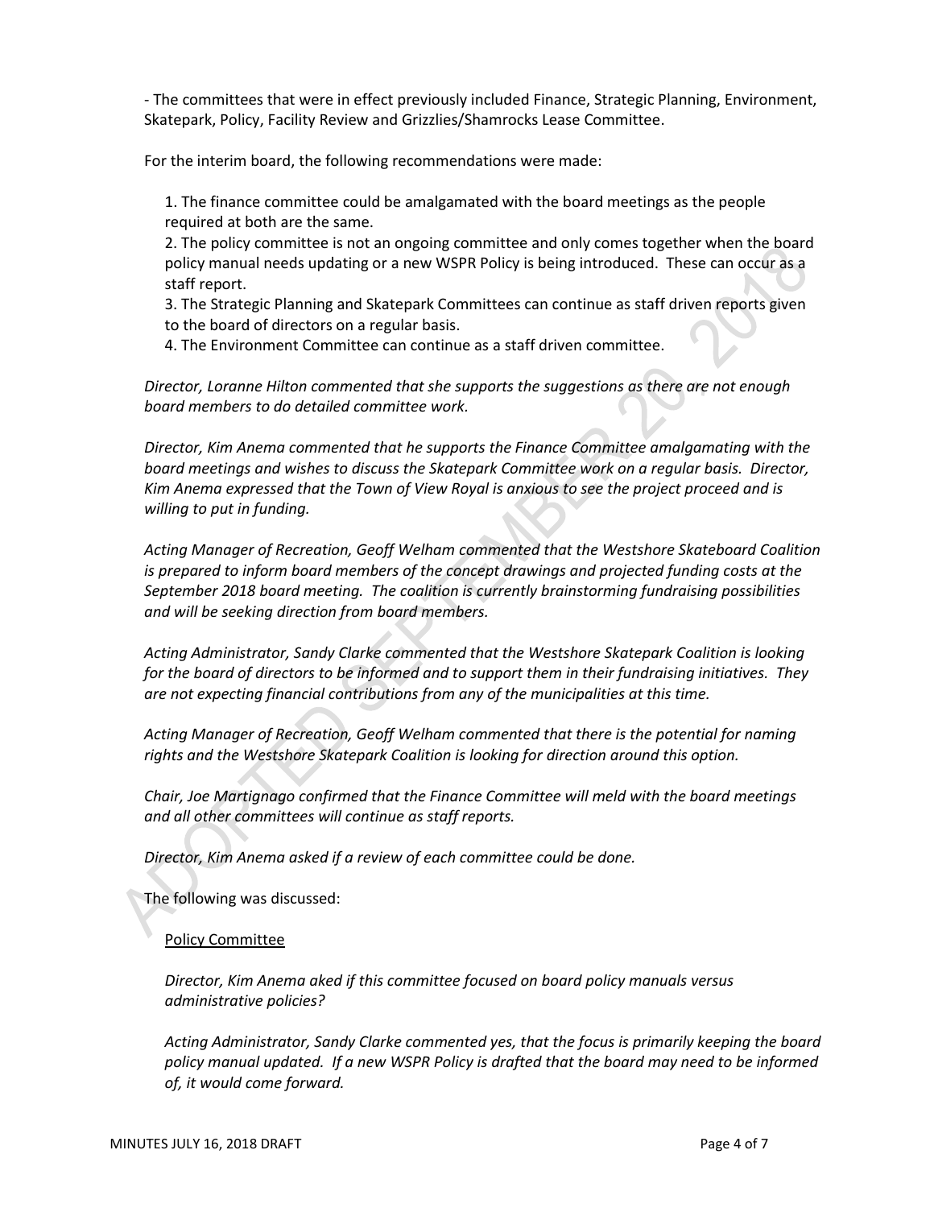- The committees that were in effect previously included Finance, Strategic Planning, Environment, Skatepark, Policy, Facility Review and Grizzlies/Shamrocks Lease Committee.

For the interim board, the following recommendations were made:

1. The finance committee could be amalgamated with the board meetings as the people required at both are the same.
2. The policy committee is not an ongoing committee and only comes together when the board policy manual needs updating or a new WSPR Policy is being introduced. These can occur as a staff report.
3. The Strategic Planning and Skatepark Committees can continue as staff driven reports given to the board of directors on a regular basis.
4. The Environment Committee can continue as a staff driven committee.

*Director, Loranne Hilton commented that she supports the suggestions as there are not enough board members to do detailed committee work.*

*Director, Kim Anema commented that he supports the Finance Committee amalgamating with the board meetings and wishes to discuss the Skatepark Committee work on a regular basis. Director, Kim Anema expressed that the Town of View Royal is anxious to see the project proceed and is willing to put in funding.*

*Acting Manager of Recreation, Geoff Welham commented that the Westshore Skateboard Coalition is prepared to inform board members of the concept drawings and projected funding costs at the September 2018 board meeting. The coalition is currently brainstorming fundraising possibilities and will be seeking direction from board members.*

*Acting Administrator, Sandy Clarke commented that the Westshore Skatepark Coalition is looking for the board of directors to be informed and to support them in their fundraising initiatives. They are not expecting financial contributions from any of the municipalities at this time.*

*Acting Manager of Recreation, Geoff Welham commented that there is the potential for naming rights and the Westshore Skatepark Coalition is looking for direction around this option.*

*Chair, Joe Martignago confirmed that the Finance Committee will meld with the board meetings and all other committees will continue as staff reports.*

*Director, Kim Anema asked if a review of each committee could be done.*

The following was discussed:

Policy Committee

*Director, Kim Anema aked if this committee focused on board policy manuals versus administrative policies?*

*Acting Administrator, Sandy Clarke commented yes, that the focus is primarily keeping the board policy manual updated. If a new WSPR Policy is drafted that the board may need to be informed of, it would come forward.*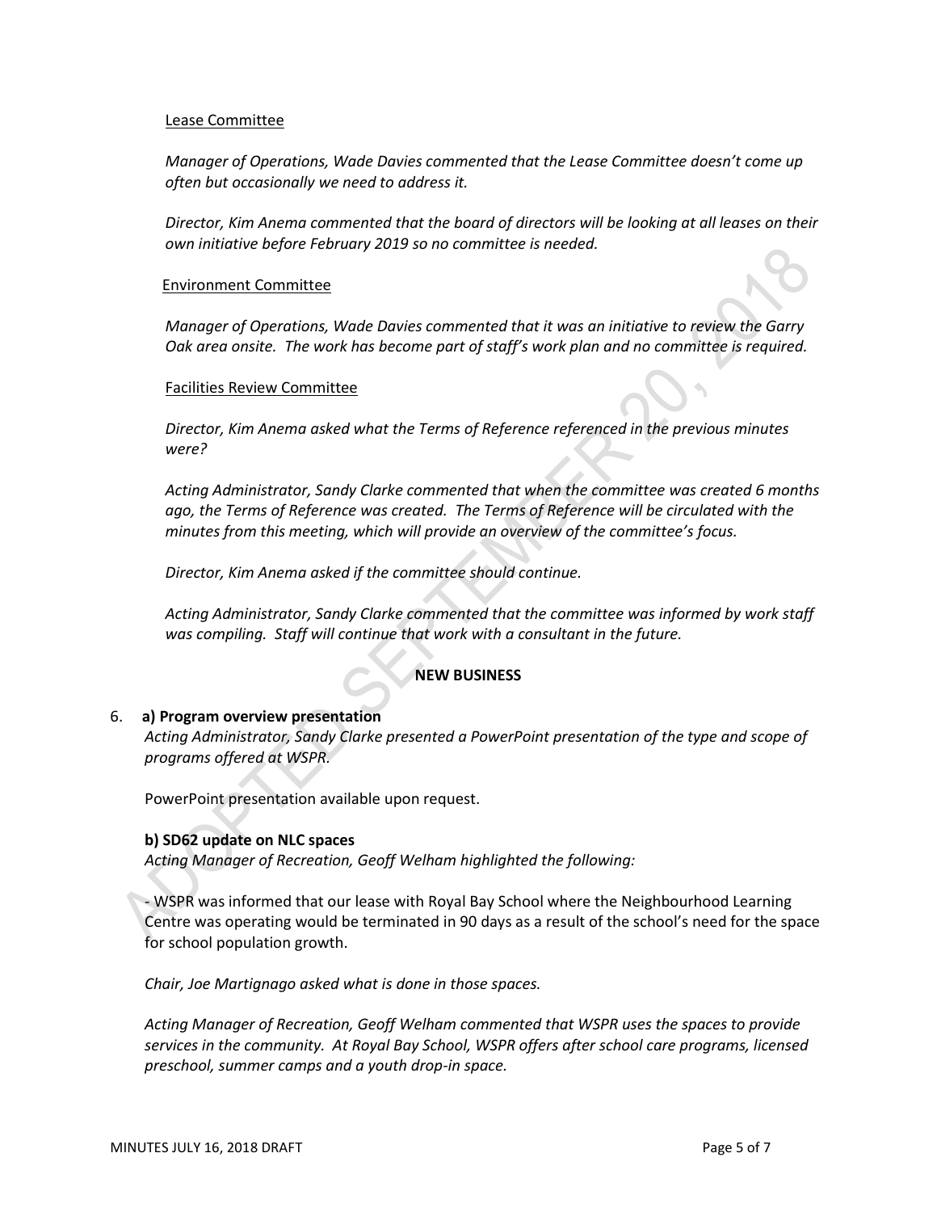Lease Committee

*Manager of Operations, Wade Davies commented that the Lease Committee doesn't come up often but occasionally we need to address it.*

*Director, Kim Anema commented that the board of directors will be looking at all leases on their own initiative before February 2019 so no committee is needed.*

Environment Committee

*Manager of Operations, Wade Davies commented that it was an initiative to review the Garry Oak area onsite. The work has become part of staff's work plan and no committee is required.*

Facilities Review Committee

*Director, Kim Anema asked what the Terms of Reference referenced in the previous minutes were?*

*Acting Administrator, Sandy Clarke commented that when the committee was created 6 months ago, the Terms of Reference was created. The Terms of Reference will be circulated with the minutes from this meeting, which will provide an overview of the committee's focus.*

*Director, Kim Anema asked if the committee should continue.*

*Acting Administrator, Sandy Clarke commented that the committee was informed by work staff was compiling. Staff will continue that work with a consultant in the future.*

## NEW BUSINESS

6. **a) Program overview presentation**

*Acting Administrator, Sandy Clarke presented a PowerPoint presentation of the type and scope of programs offered at WSPR.*

PowerPoint presentation available upon request.

**b) SD62 update on NLC spaces**

*Acting Manager of Recreation, Geoff Welham highlighted the following:*

- WSPR was informed that our lease with Royal Bay School where the Neighbourhood Learning Centre was operating would be terminated in 90 days as a result of the school's need for the space for school population growth.

*Chair, Joe Martignago asked what is done in those spaces.*

*Acting Manager of Recreation, Geoff Welham commented that WSPR uses the spaces to provide services in the community. At Royal Bay School, WSPR offers after school care programs, licensed preschool, summer camps and a youth drop-in space.*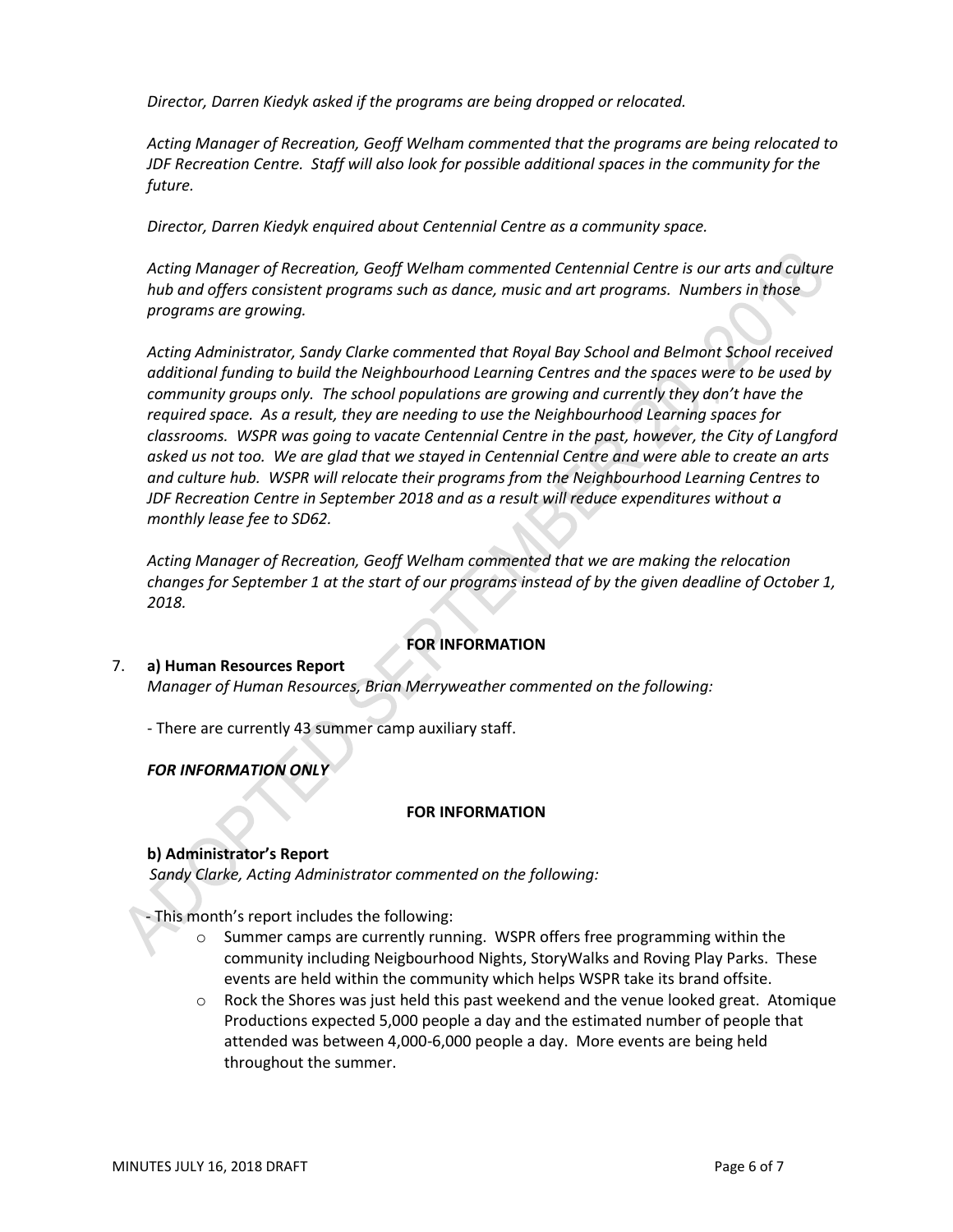*Director, Darren Kiedyk asked if the programs are being dropped or relocated.*

*Acting Manager of Recreation, Geoff Welham commented that the programs are being relocated to JDF Recreation Centre. Staff will also look for possible additional spaces in the community for the future.*

*Director, Darren Kiedyk enquired about Centennial Centre as a community space.*

*Acting Manager of Recreation, Geoff Welham commented Centennial Centre is our arts and culture hub and offers consistent programs such as dance, music and art programs. Numbers in those programs are growing.*

*Acting Administrator, Sandy Clarke commented that Royal Bay School and Belmont School received additional funding to build the Neighbourhood Learning Centres and the spaces were to be used by community groups only. The school populations are growing and currently they don't have the required space. As a result, they are needing to use the Neighbourhood Learning spaces for classrooms. WSPR was going to vacate Centennial Centre in the past, however, the City of Langford asked us not too. We are glad that we stayed in Centennial Centre and were able to create an arts and culture hub. WSPR will relocate their programs from the Neighbourhood Learning Centres to JDF Recreation Centre in September 2018 and as a result will reduce expenditures without a monthly lease fee to SD62.*

*Acting Manager of Recreation, Geoff Welham commented that we are making the relocation changes for September 1 at the start of our programs instead of by the given deadline of October 1, 2018.*

**FOR INFORMATION**

7. **a) Human Resources Report**

*Manager of Human Resources, Brian Merryweather commented on the following:*

- There are currently 43 summer camp auxiliary staff.

***FOR INFORMATION ONLY***

**FOR INFORMATION**

**b) Administrator's Report**

*Sandy Clarke, Acting Administrator commented on the following:*

- This month's report includes the following:
  - Summer camps are currently running. WSPR offers free programming within the community including Neigbourhood Nights, StoryWalks and Roving Play Parks. These events are held within the community which helps WSPR take its brand offsite.
  - Rock the Shores was just held this past weekend and the venue looked great. Atomique Productions expected 5,000 people a day and the estimated number of people that attended was between 4,000-6,000 people a day. More events are being held throughout the summer.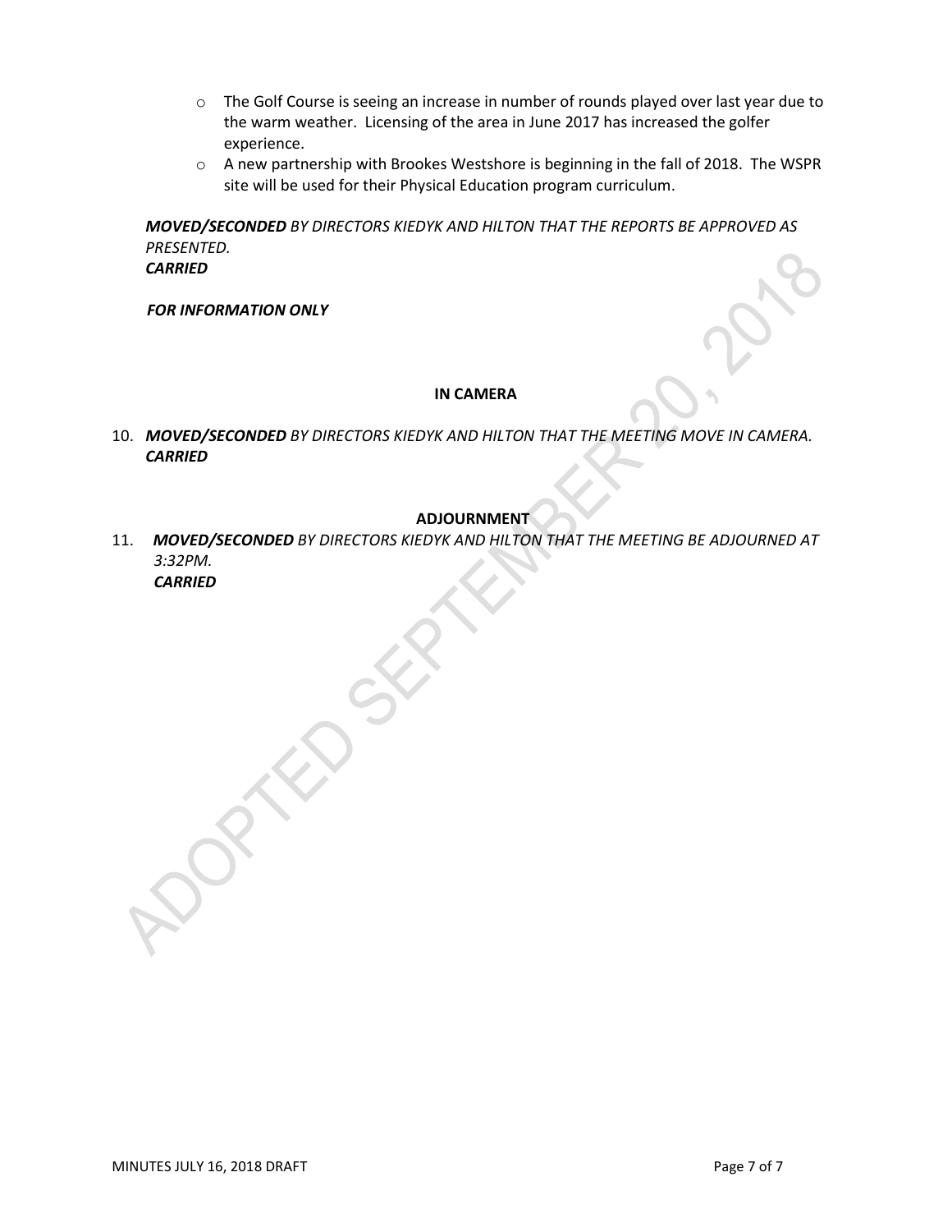- The Golf Course is seeing an increase in number of rounds played over last year due to the warm weather. Licensing of the area in June 2017 has increased the golfer experience.
- A new partnership with Brookes Westshore is beginning in the fall of 2018. The WSPR site will be used for their Physical Education program curriculum.

***MOVED/SECONDED** BY DIRECTORS KIEDYK AND HILTON THAT THE REPORTS BE APPROVED AS PRESENTED.*
***CARRIED***

***FOR INFORMATION ONLY***

**IN CAMERA**

10. ***MOVED/SECONDED** BY DIRECTORS KIEDYK AND HILTON THAT THE MEETING MOVE IN CAMERA.*
***CARRIED***

**ADJOURNMENT**

11. ***MOVED/SECONDED** BY DIRECTORS KIEDYK AND HILTON THAT THE MEETING BE ADJOURNED AT 3:32PM.*
***CARRIED***

ADOPTED SEPTEMBER 20, 2018